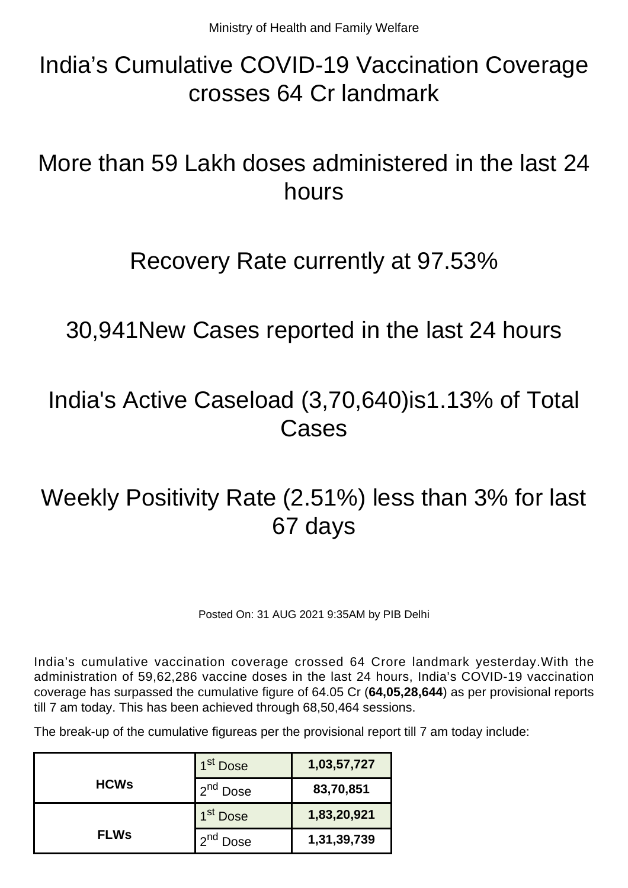Ministry of Health and Family Welfare

# India's Cumulative COVID-19 Vaccination Coverage crosses 64 Cr landmark

# More than 59 Lakh doses administered in the last 24 hours

# Recovery Rate currently at 97.53%

# 30,941New Cases reported in the last 24 hours

# India's Active Caseload (3,70,640)is1.13% of Total Cases

# Weekly Positivity Rate (2.51%) less than 3% for last 67 days

Posted On: 31 AUG 2021 9:35AM by PIB Delhi

India's cumulative vaccination coverage crossed 64 Crore landmark yesterday.With the administration of 59,62,286 vaccine doses in the last 24 hours, India's COVID-19 vaccination coverage has surpassed the cumulative figure of 64.05 Cr (**64,05,28,644**) as per provisional reports till 7 am today. This has been achieved through 68,50,464 sessions.

The break-up of the cumulative figureas per the provisional report till 7 am today include:

| | | |
|---|---|---|
| **HCWs** | 1st Dose | **1,03,57,727** |
| | 2nd Dose | **83,70,851** |
| **FLWs** | 1st Dose | **1,83,20,921** |
| | 2nd Dose | **1,31,39,739** |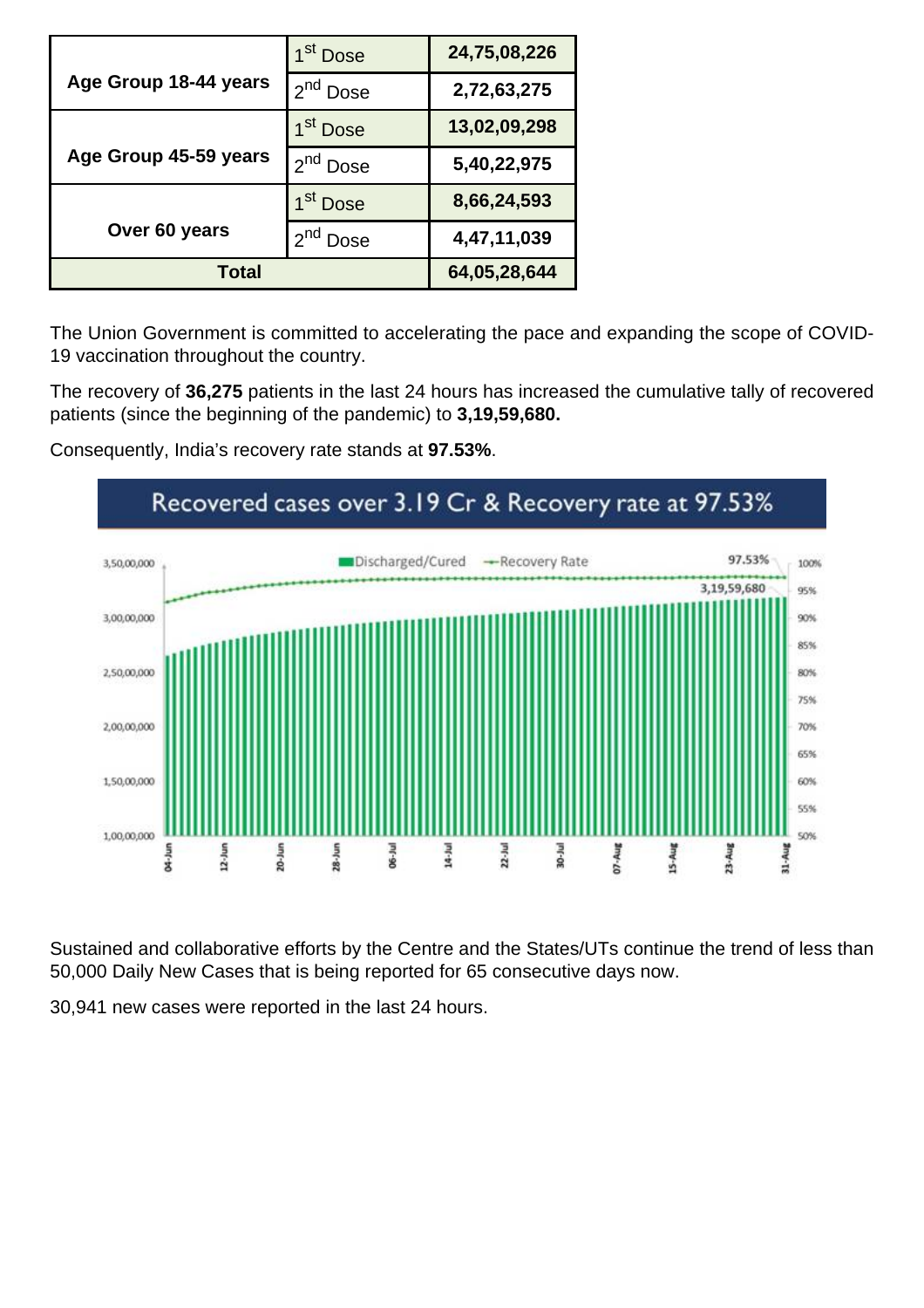| Age Group | Dose | Count |
|---|---|---|
| Age Group 18-44 years | 1st Dose | 24,75,08,226 |
| | 2nd Dose | 2,72,63,275 |
| Age Group 45-59 years | 1st Dose | 13,02,09,298 |
| | 2nd Dose | 5,40,22,975 |
| Over 60 years | 1st Dose | 8,66,24,593 |
| | 2nd Dose | 4,47,11,039 |
| Total | | 64,05,28,644 |

The Union Government is committed to accelerating the pace and expanding the scope of COVID-19 vaccination throughout the country.

The recovery of **36,275** patients in the last 24 hours has increased the cumulative tally of recovered patients (since the beginning of the pandemic) to **3,19,59,680.**

Consequently, India's recovery rate stands at **97.53%**.

Recovered cases over 3.19 Cr & Recovery rate at 97.53%

Sustained and collaborative efforts by the Centre and the States/UTs continue the trend of less than 50,000 Daily New Cases that is being reported for 65 consecutive days now.

30,941 new cases were reported in the last 24 hours.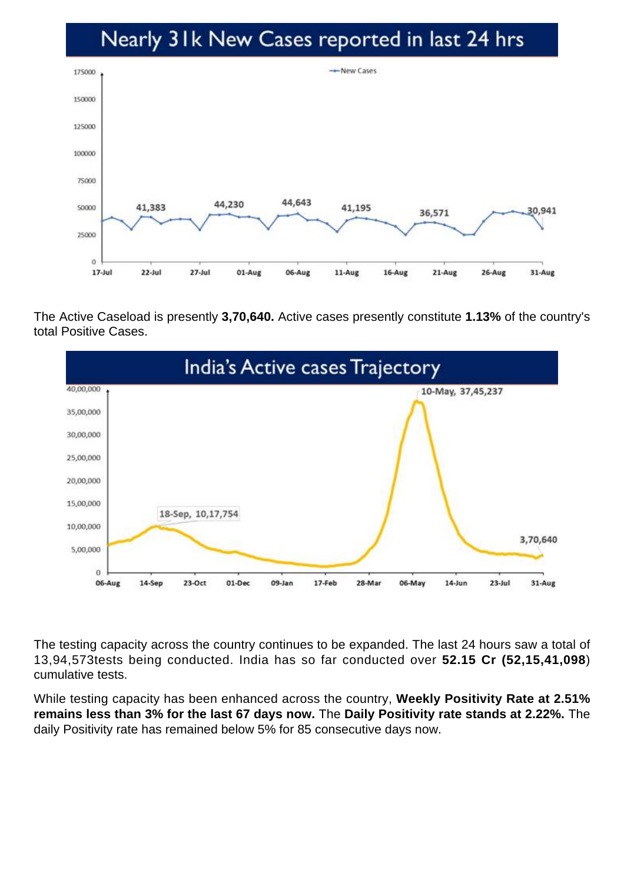## Nearly 31k New Cases reported in last 24 hrs

The Active Caseload is presently **3,70,640.** Active cases presently constitute **1.13%** of the country's total Positive Cases.

## India's Active cases Trajectory

The testing capacity across the country continues to be expanded. The last 24 hours saw a total of 13,94,573tests being conducted. India has so far conducted over **52.15 Cr (52,15,41,098**) cumulative tests.

While testing capacity has been enhanced across the country, **Weekly Positivity Rate at 2.51% remains less than 3% for the last 67 days now.** The **Daily Positivity rate stands at 2.22%.** The daily Positivity rate has remained below 5% for 85 consecutive days now.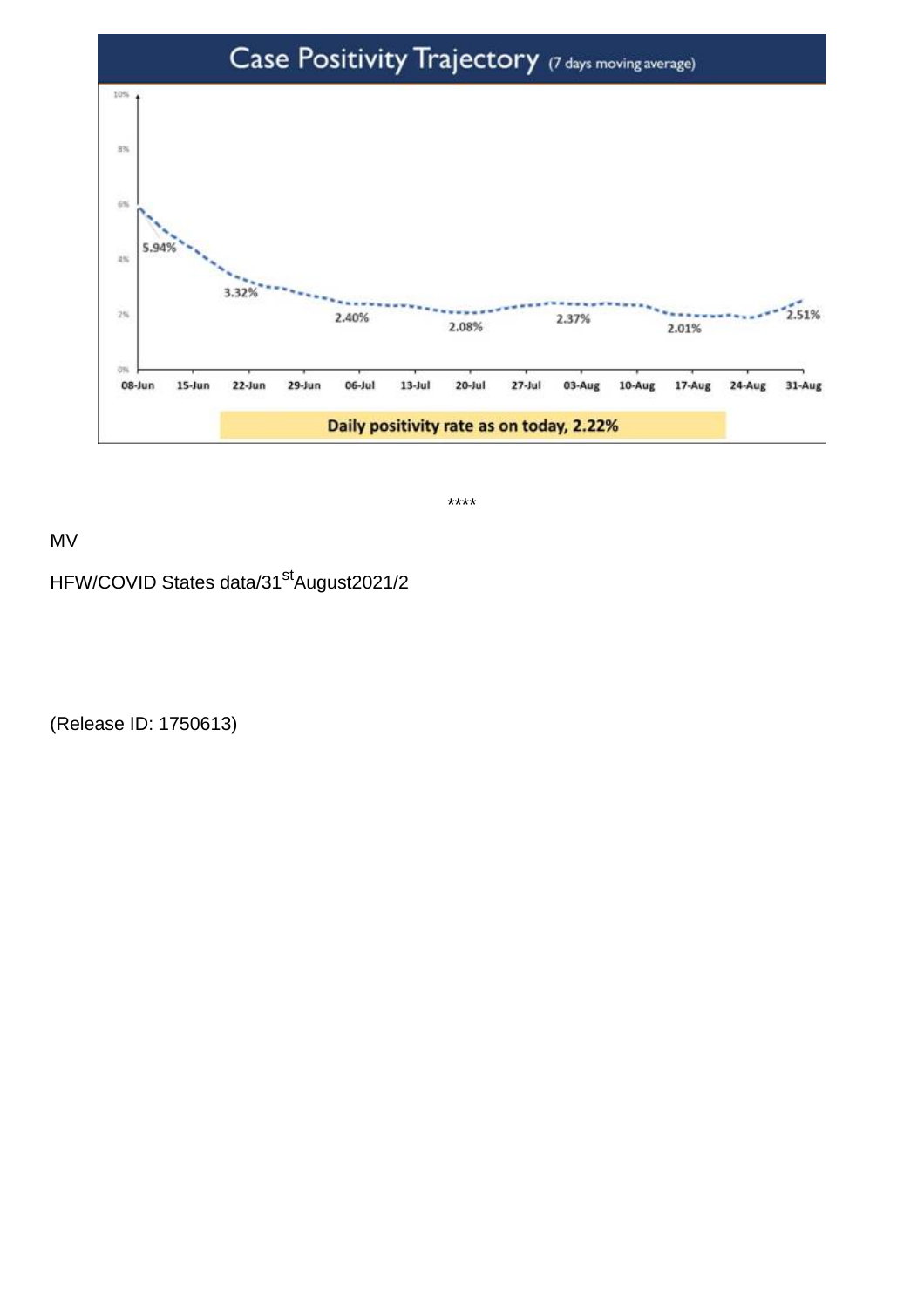Case Positivity Trajectory (7 days moving average)

10%
8%
6%
4%
2%
0%

5.94%
3.32%
2.40%
2.08%
2.37%
2.01%
2.51%

08-Jun 15-Jun 22-Jun 29-Jun 06-Jul 13-Jul 20-Jul 27-Jul 03-Aug 10-Aug 17-Aug 24-Aug 31-Aug

Daily positivity rate as on today, 2.22%

****

MV

HFW/COVID States data/31stAugust2021/2

(Release ID: 1750613)